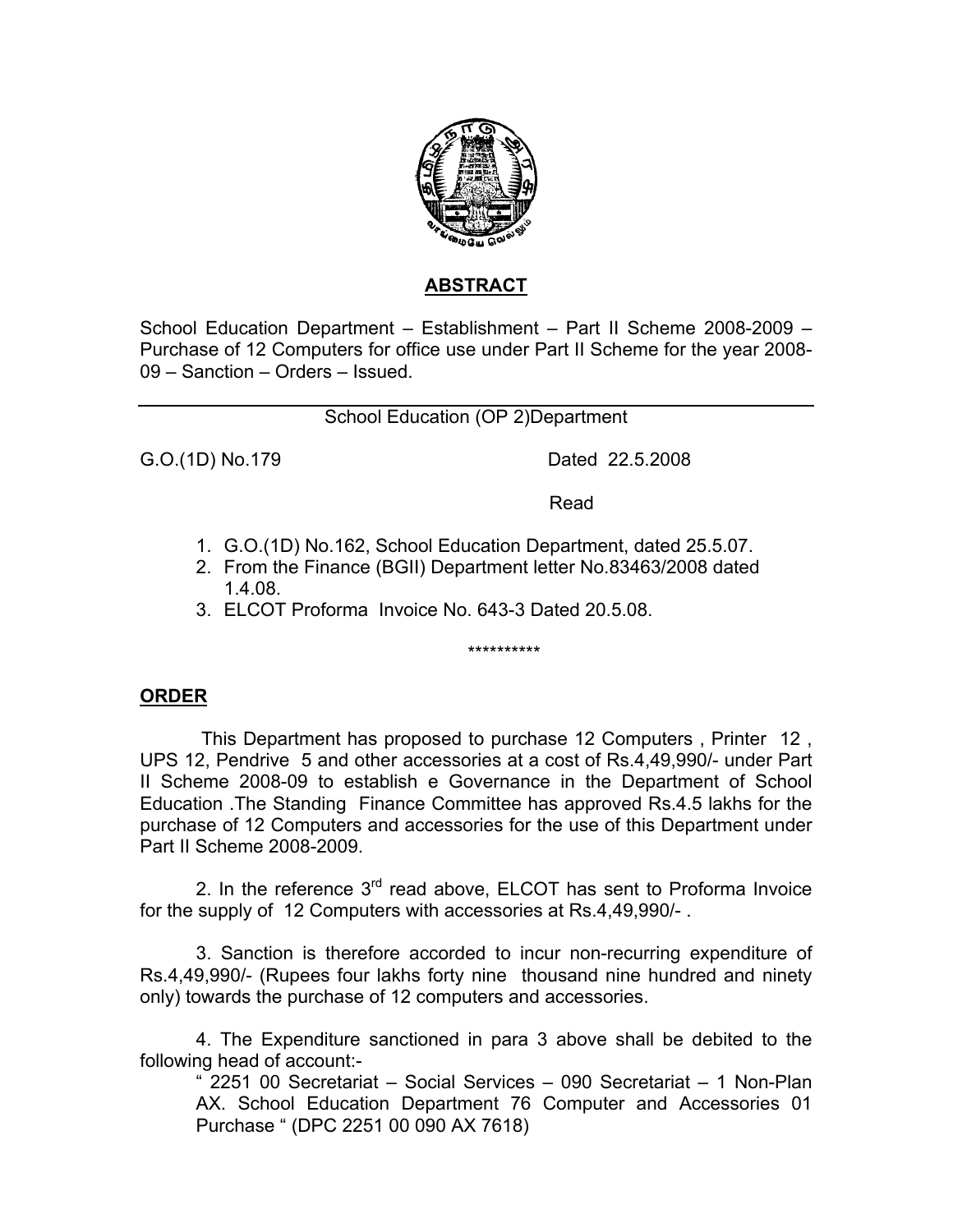## ABSTRACT

School Education Department – Establishment – Part II Scheme 2008-2009 – Purchase of 12 Computers for office use under Part II Scheme for the year 2008-09 – Sanction – Orders – Issued.

---

School Education (OP 2)Department

G.O.(1D) No.179 Dated 22.5.2008

Read

1. G.O.(1D) No.162, School Education Department, dated 25.5.07.
2. From the Finance (BGII) Department letter No.83463/2008 dated 1.4.08.
3. ELCOT Proforma Invoice No. 643-3 Dated 20.5.08.

**********

## ORDER

This Department has proposed to purchase 12 Computers , Printer 12 , UPS 12, Pendrive 5 and other accessories at a cost of Rs.4,49,990/- under Part II Scheme 2008-09 to establish e Governance in the Department of School Education .The Standing Finance Committee has approved Rs.4.5 lakhs for the purchase of 12 Computers and accessories for the use of this Department under Part II Scheme 2008-2009.

2. In the reference 3rd read above, ELCOT has sent to Proforma Invoice for the supply of 12 Computers with accessories at Rs.4,49,990/- .

3. Sanction is therefore accorded to incur non-recurring expenditure of Rs.4,49,990/- (Rupees four lakhs forty nine thousand nine hundred and ninety only) towards the purchase of 12 computers and accessories.

4. The Expenditure sanctioned in para 3 above shall be debited to the following head of account:-

" 2251 00 Secretariat – Social Services – 090 Secretariat – 1 Non-Plan AX. School Education Department 76 Computer and Accessories 01 Purchase " (DPC 2251 00 090 AX 7618)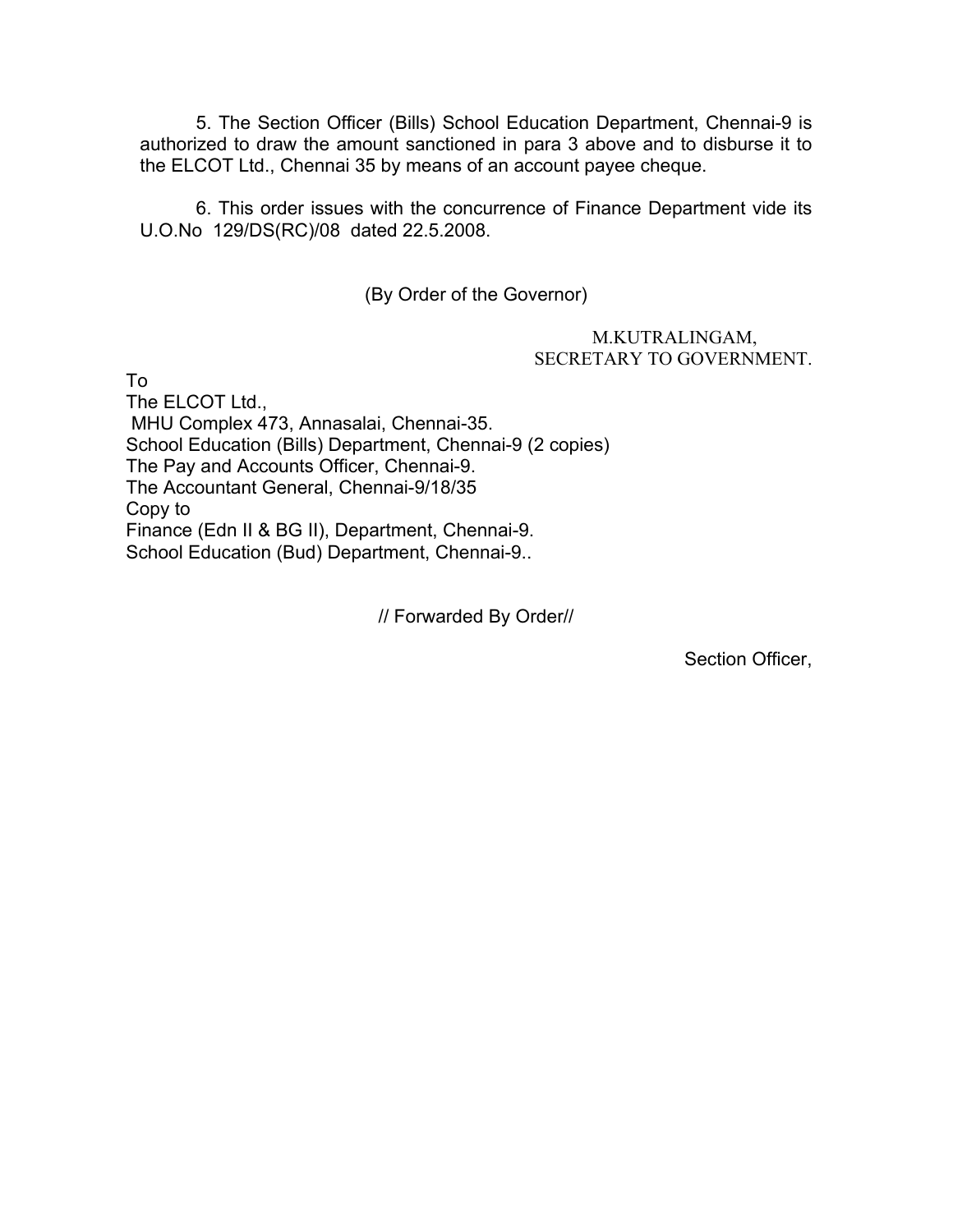5. The Section Officer (Bills) School Education Department, Chennai-9 is authorized to draw the amount sanctioned in para 3 above and to disburse it to the ELCOT Ltd., Chennai 35 by means of an account payee cheque.

6. This order issues with the concurrence of Finance Department vide its U.O.No 129/DS(RC)/08 dated 22.5.2008.

(By Order of the Governor)

M.KUTRALINGAM,
SECRETARY TO GOVERNMENT.

To
The ELCOT Ltd.,
MHU Complex 473, Annasalai, Chennai-35.
School Education (Bills) Department, Chennai-9 (2 copies)
The Pay and Accounts Officer, Chennai-9.
The Accountant General, Chennai-9/18/35
Copy to
Finance (Edn II & BG II), Department, Chennai-9.
School Education (Bud) Department, Chennai-9..

// Forwarded By Order//

Section Officer,